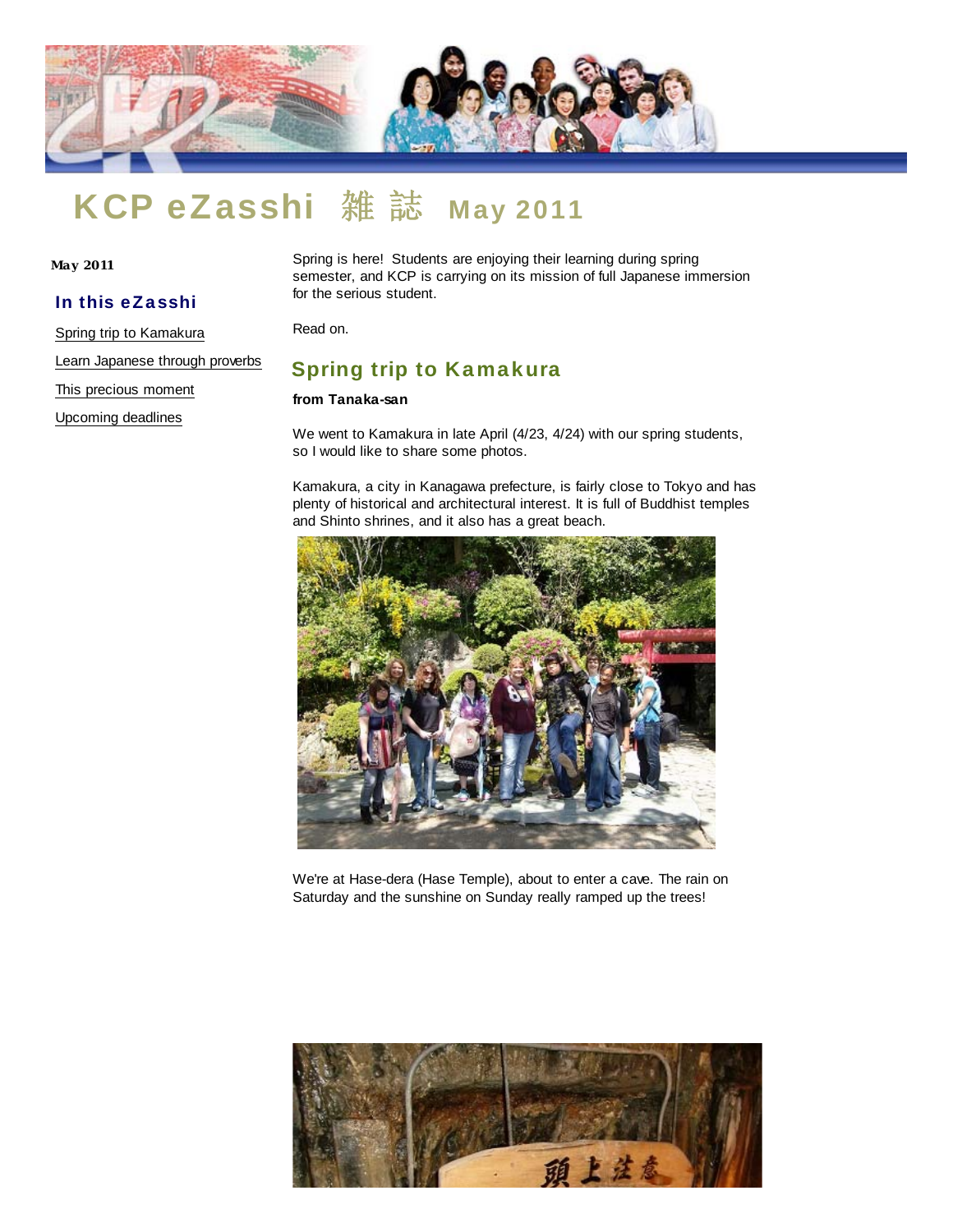# KCP eZasshi 雑 誌 May 2011

**May 2011**

### In this eZasshi

- Spring trip to Kamakura
- Learn Japanese through proverbs
- This precious moment
- Upcoming deadlines

Spring is here! Students are enjoying their learning during spring semester, and KCP is carrying on its mission of full Japanese immersion for the serious student.

Read on.

## Spring trip to Kamakura

**from Tanaka-san**

We went to Kamakura in late April (4/23, 4/24) with our spring students, so I would like to share some photos.

Kamakura, a city in Kanagawa prefecture, is fairly close to Tokyo and has plenty of historical and architectural interest. It is full of Buddhist temples and Shinto shrines, and it also has a great beach.

We're at Hase-dera (Hase Temple), about to enter a cave. The rain on Saturday and the sunshine on Sunday really ramped up the trees!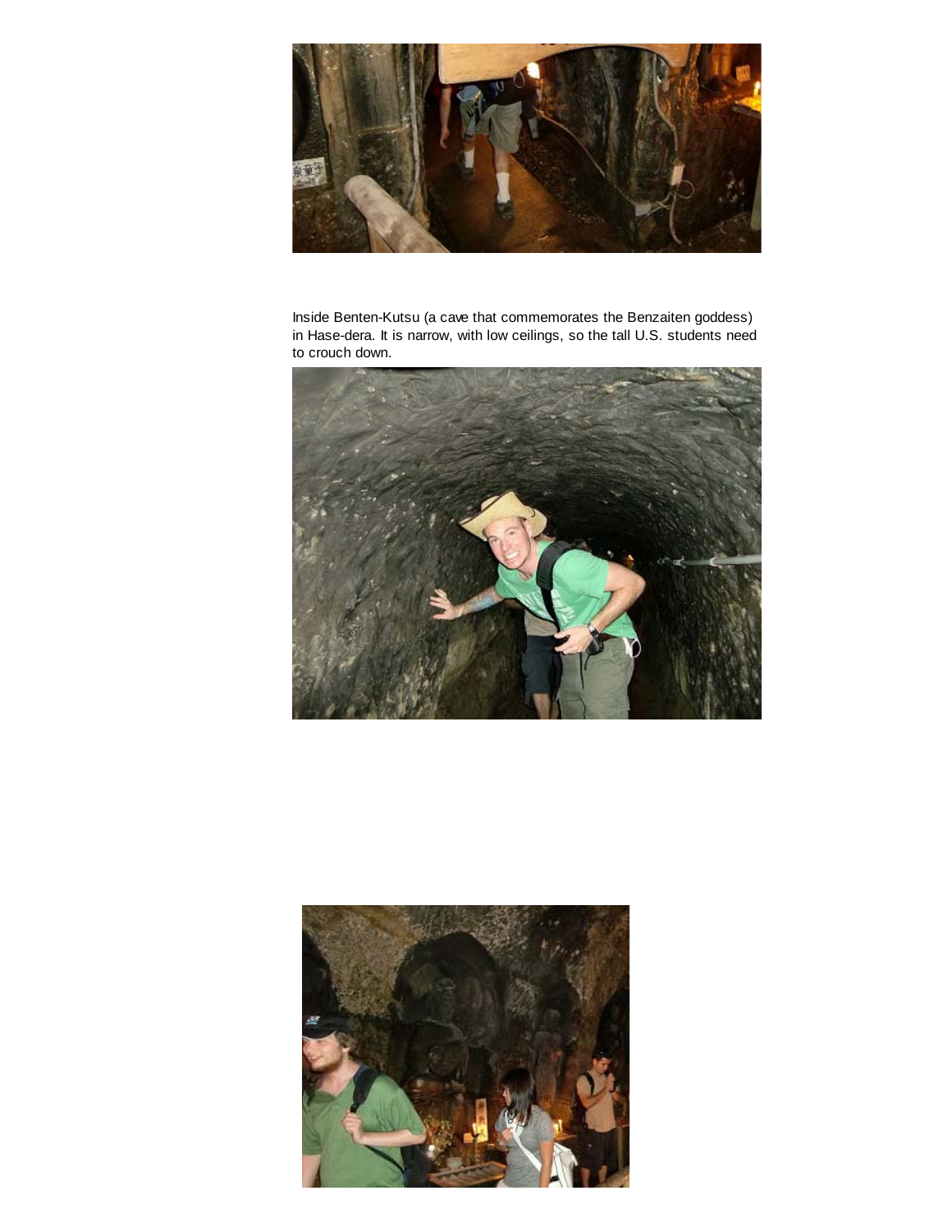Inside Benten-Kutsu (a cave that commemorates the Benzaiten goddess) in Hase-dera. It is narrow, with low ceilings, so the tall U.S. students need to crouch down.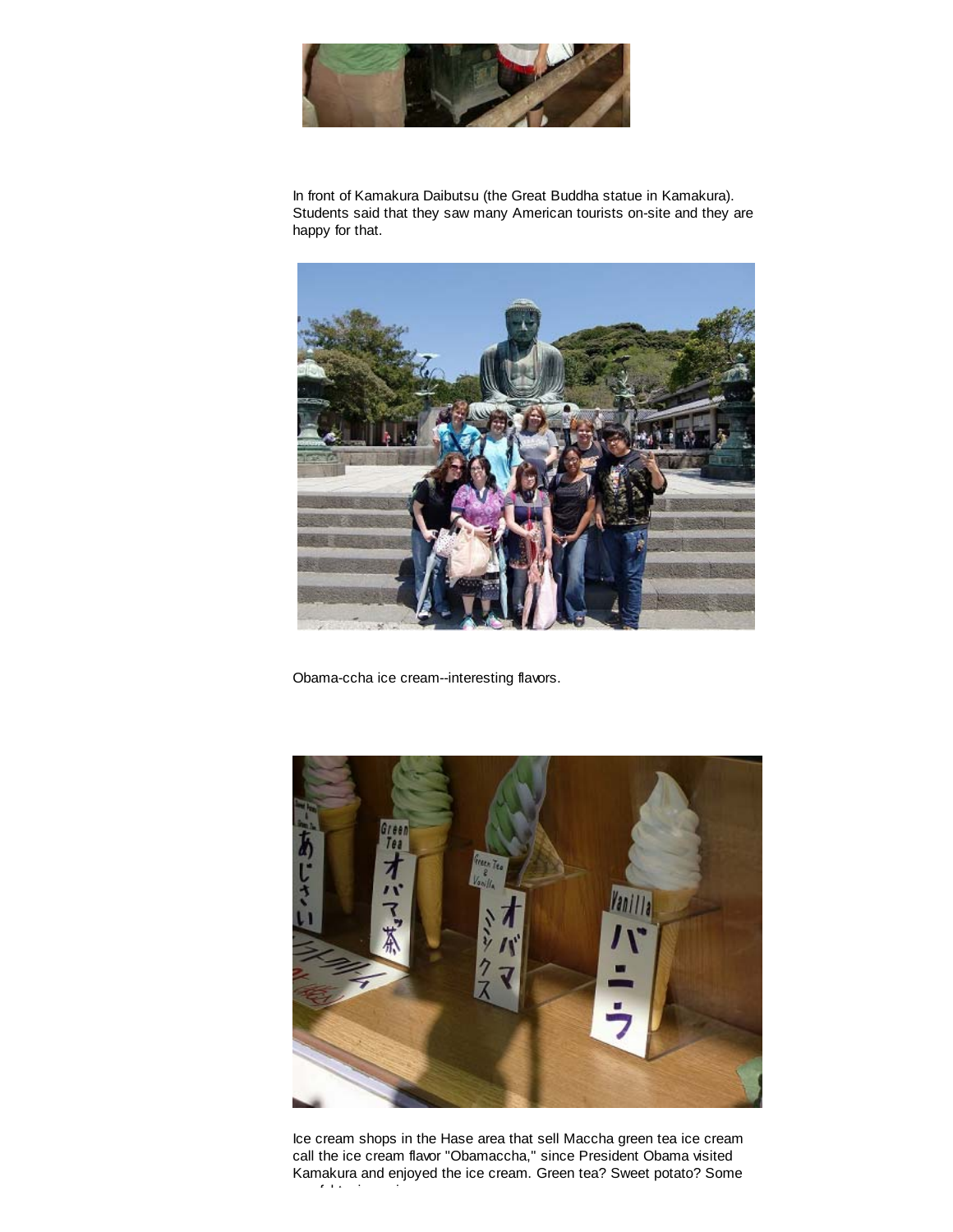In front of Kamakura Daibutsu (the Great Buddha statue in Kamakura). Students said that they saw many American tourists on-site and they are happy for that.

Obama-ccha ice cream--interesting flavors.

Ice cream shops in the Hase area that sell Maccha green tea ice cream call the ice cream flavor "Obamaccha," since President Obama visited Kamakura and enjoyed the ice cream. Green tea? Sweet potato? Some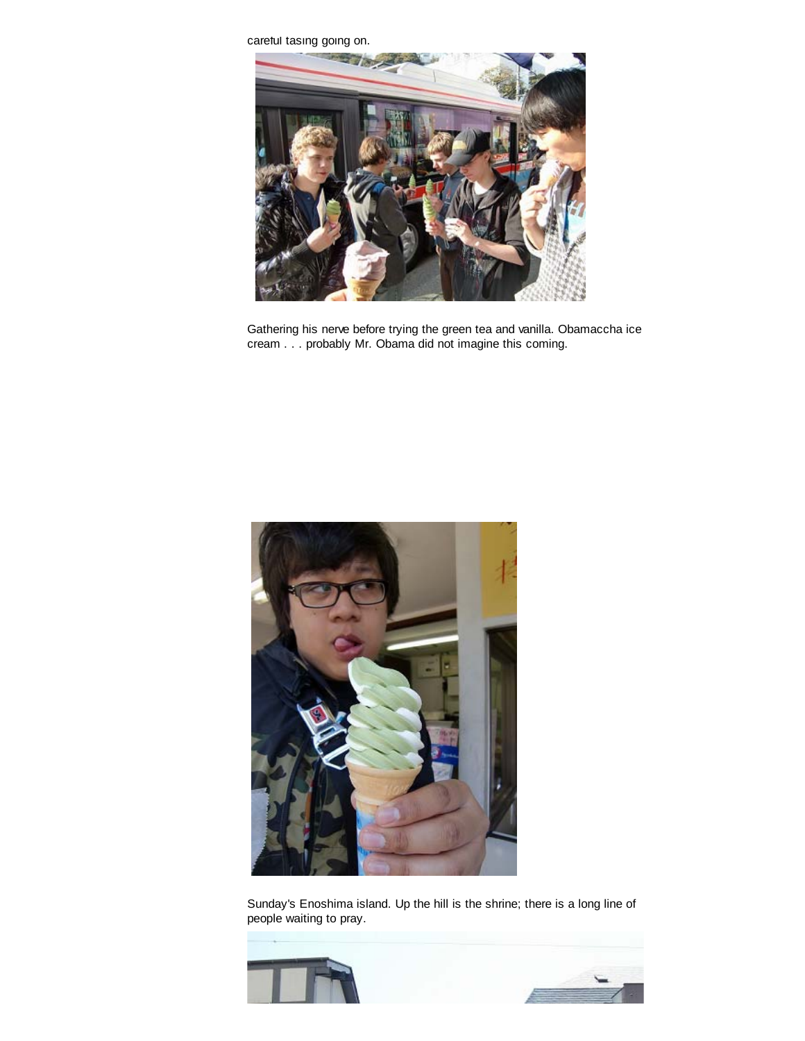careful tasing going on.

Gathering his nerve before trying the green tea and vanilla. Obamaccha ice cream . . . probably Mr. Obama did not imagine this coming.

Sunday's Enoshima island. Up the hill is the shrine; there is a long line of people waiting to pray.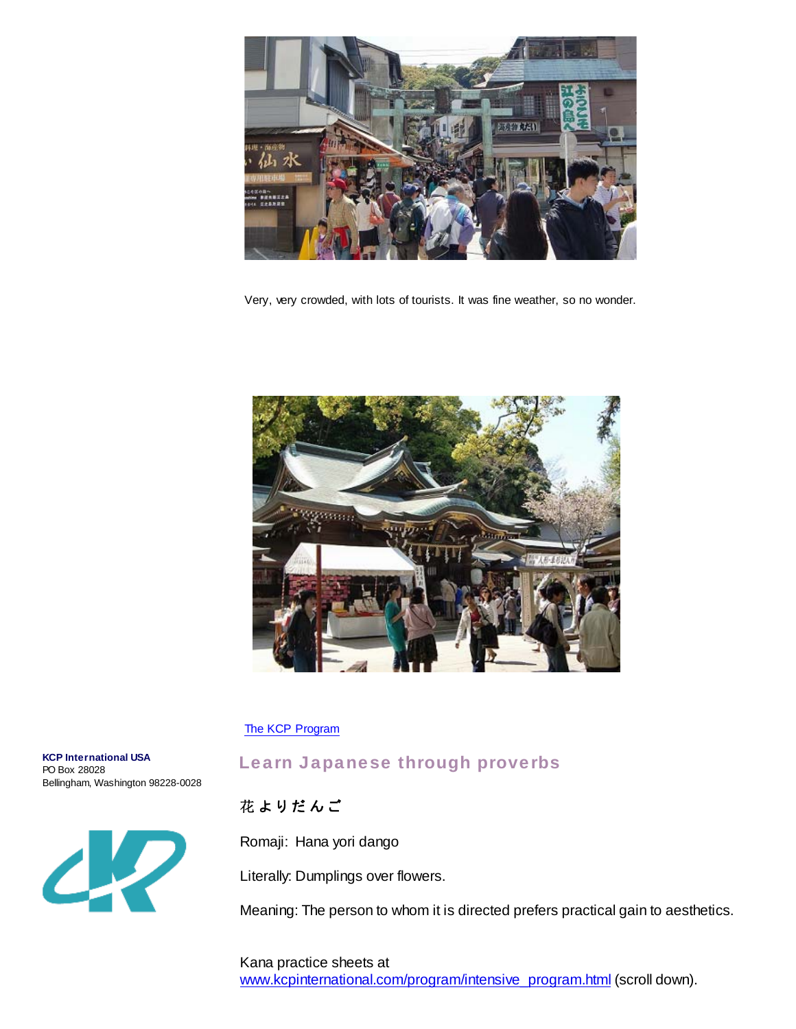Very, very crowded, with lots of tourists. It was fine weather, so no wonder.

[The KCP Program](The KCP Program)

**KCP International USA**
PO Box 28028
Bellingham, Washington 98228-0028

## Learn Japanese through proverbs

**花よりだんご**

Romaji: Hana yori dango

Literally: Dumplings over flowers.

Meaning: The person to whom it is directed prefers practical gain to aesthetics.

Kana practice sheets at
[www.kcpinternational.com/program/intensive_program.html](www.kcpinternational.com/program/intensive_program.html) (scroll down).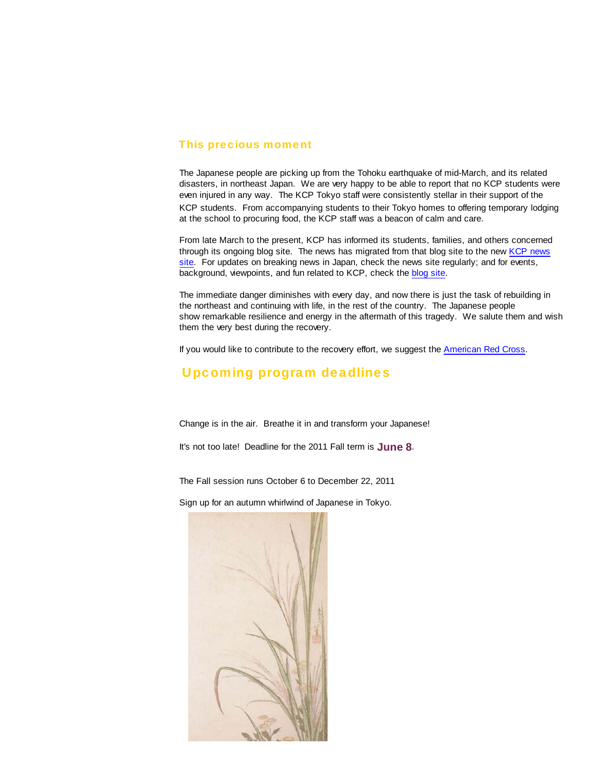## This precious moment

The Japanese people are picking up from the Tohoku earthquake of mid-March, and its related disasters, in northeast Japan. We are very happy to be able to report that no KCP students were even injured in any way. The KCP Tokyo staff were consistently stellar in their support of the KCP students. From accompanying students to their Tokyo homes to offering temporary lodging at the school to procuring food, the KCP staff was a beacon of calm and care.

From late March to the present, KCP has informed its students, families, and others concerned through its ongoing blog site. The news has migrated from that blog site to the new KCP news site. For updates on breaking news in Japan, check the news site regularly; and for events, background, viewpoints, and fun related to KCP, check the blog site.

The immediate danger diminishes with every day, and now there is just the task of rebuilding in the northeast and continuing with life, in the rest of the country. The Japanese people show remarkable resilience and energy in the aftermath of this tragedy. We salute them and wish them the very best during the recovery.

If you would like to contribute to the recovery effort, we suggest the American Red Cross.

## Upcoming program deadlines

Change is in the air. Breathe it in and transform your Japanese!

It's not too late! Deadline for the 2011 Fall term is **June 8**.

The Fall session runs October 6 to December 22, 2011

Sign up for an autumn whirlwind of Japanese in Tokyo.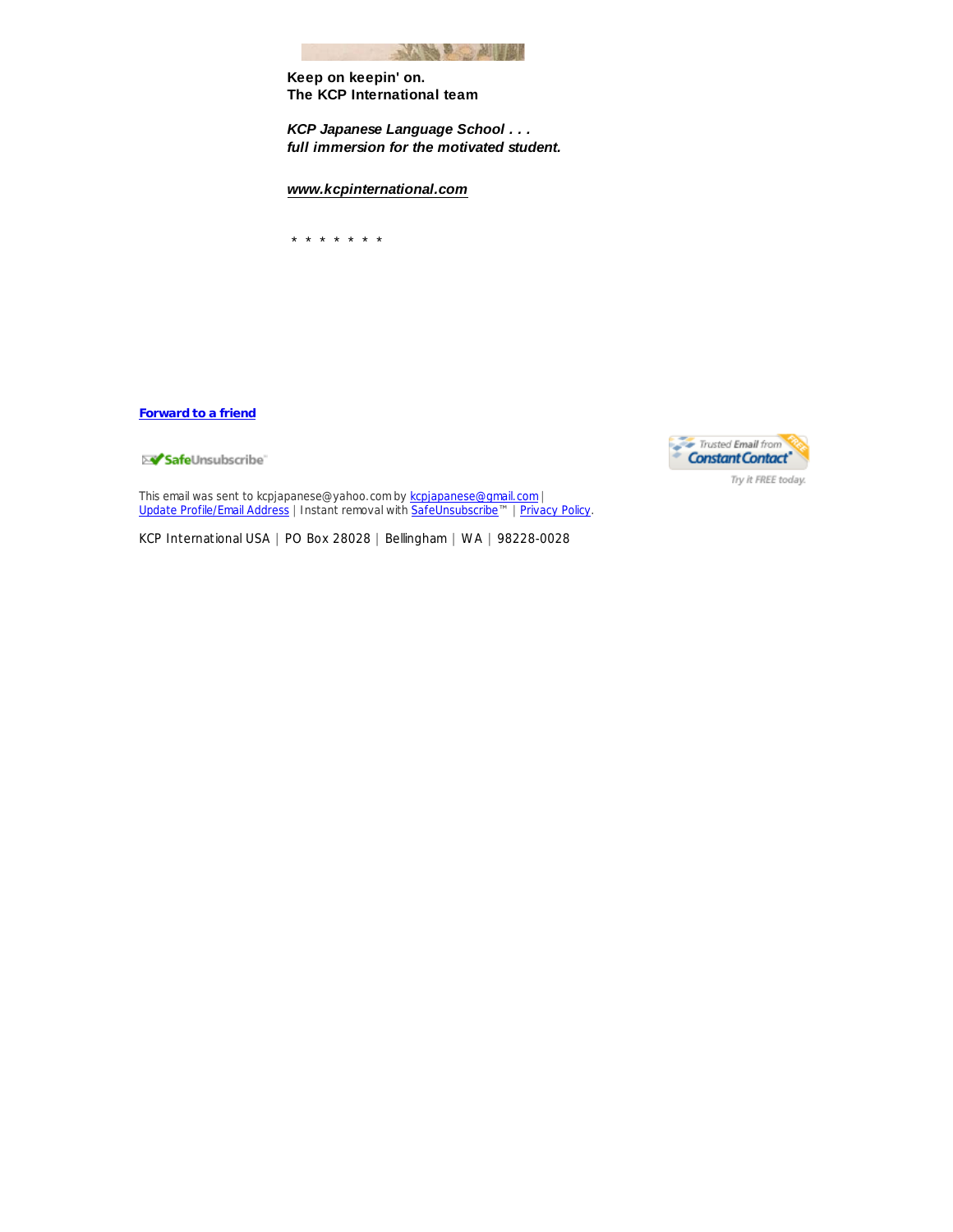**Keep on keepin' on.**
**The KCP International team**

***KCP Japanese Language School . . .***
***full immersion for the motivated student.***

***www.kcpinternational.com***

\* \* \* \* \* \* \*

**Forward to a friend**

SafeUnsubscribe

Trusted Email from Constant Contact
Try it FREE today.

This email was sent to kcpjapanese@yahoo.com by kcpjapanese@gmail.com |
Update Profile/Email Address | Instant removal with SafeUnsubscribe™ | Privacy Policy.

KCP International USA | PO Box 28028 | Bellingham | WA | 98228-0028